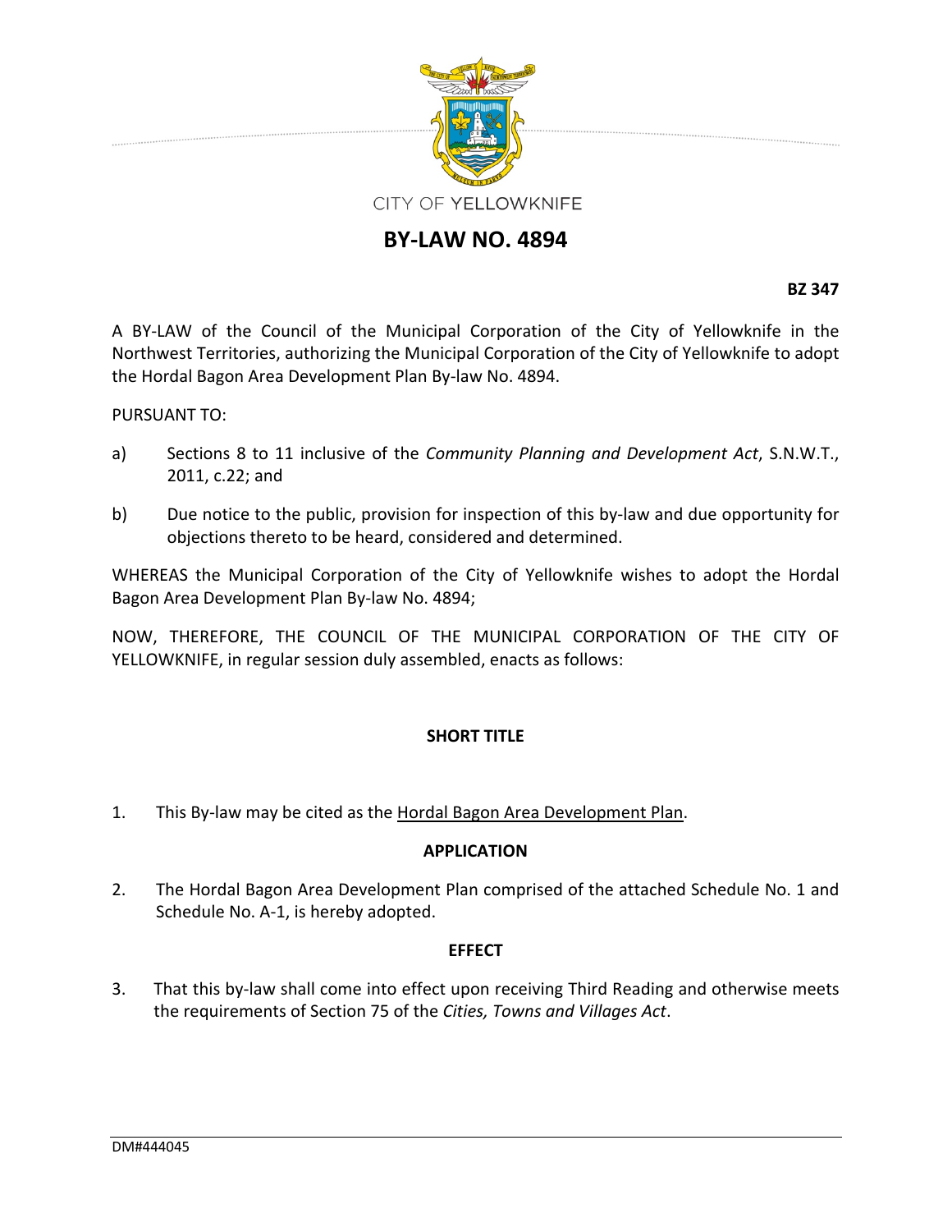CITY OF YELLOWKNIFE

# BY-LAW NO. 4894

**BZ 347**

A BY-LAW of the Council of the Municipal Corporation of the City of Yellowknife in the Northwest Territories, authorizing the Municipal Corporation of the City of Yellowknife to adopt the Hordal Bagon Area Development Plan By-law No. 4894.

PURSUANT TO:

a) Sections 8 to 11 inclusive of the *Community Planning and Development Act*, S.N.W.T., 2011, c.22; and

b) Due notice to the public, provision for inspection of this by-law and due opportunity for objections thereto to be heard, considered and determined.

WHEREAS the Municipal Corporation of the City of Yellowknife wishes to adopt the Hordal Bagon Area Development Plan By-law No. 4894;

NOW, THEREFORE, THE COUNCIL OF THE MUNICIPAL CORPORATION OF THE CITY OF YELLOWKNIFE, in regular session duly assembled, enacts as follows:

## SHORT TITLE

1. This By-law may be cited as the <u>Hordal Bagon Area Development Plan</u>.

## APPLICATION

2. The Hordal Bagon Area Development Plan comprised of the attached Schedule No. 1 and Schedule No. A-1, is hereby adopted.

## EFFECT

3. That this by-law shall come into effect upon receiving Third Reading and otherwise meets the requirements of Section 75 of the *Cities, Towns and Villages Act*.

DM#444045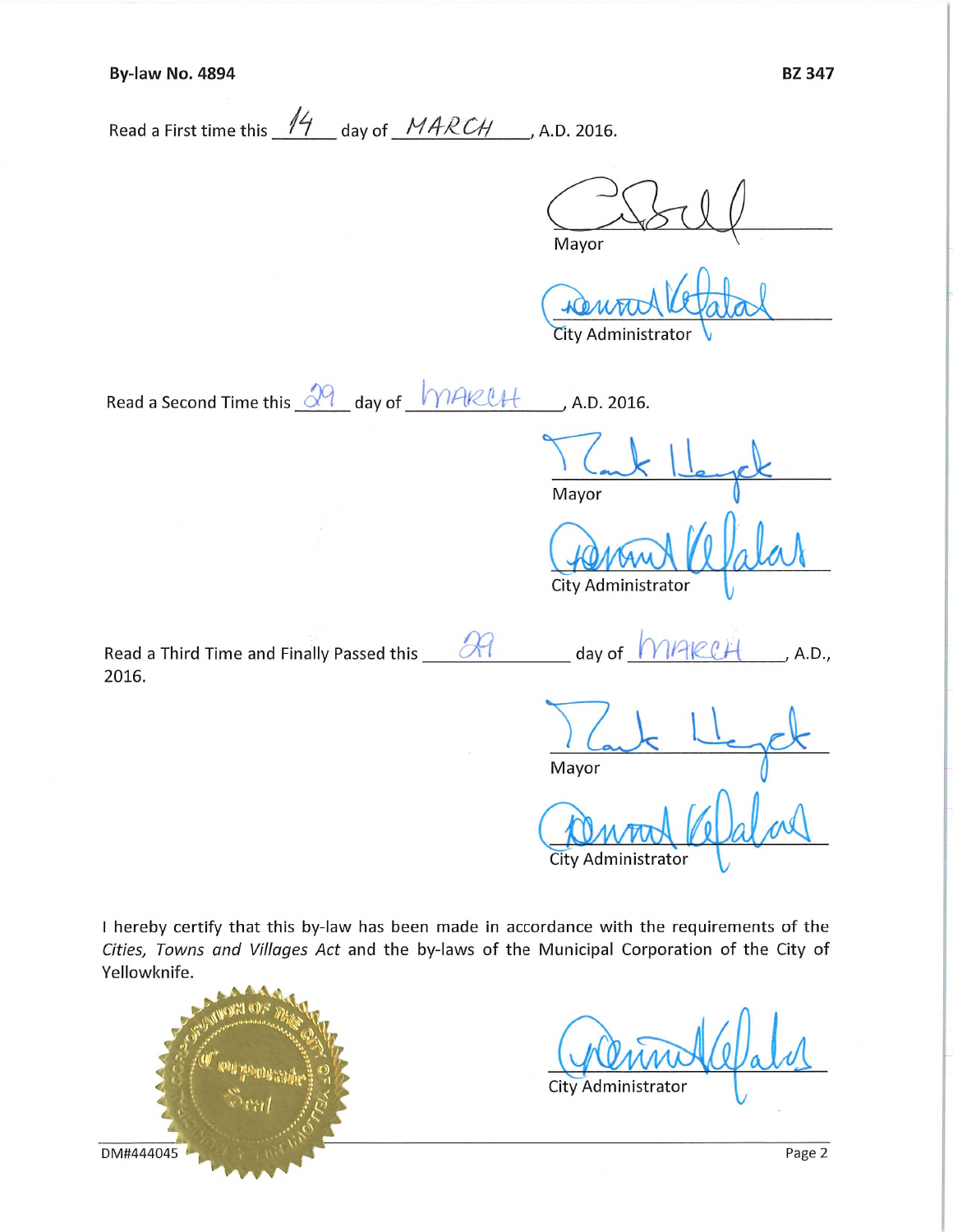**By-law No. 4894** **BZ 347**

Read a First time this 14 day of MARCH, A.D. 2016.

Mayor

City Administrator

Read a Second Time this 29 day of MARCH, A.D. 2016.

Mayor

City Administrator

Read a Third Time and Finally Passed this 29 day of MARCH, A.D., 2016.

Mayor

City Administrator

I hereby certify that this by-law has been made in accordance with the requirements of the *Cities, Towns and Villages Act* and the by-laws of the Municipal Corporation of the City of Yellowknife.

City Administrator

DM#444045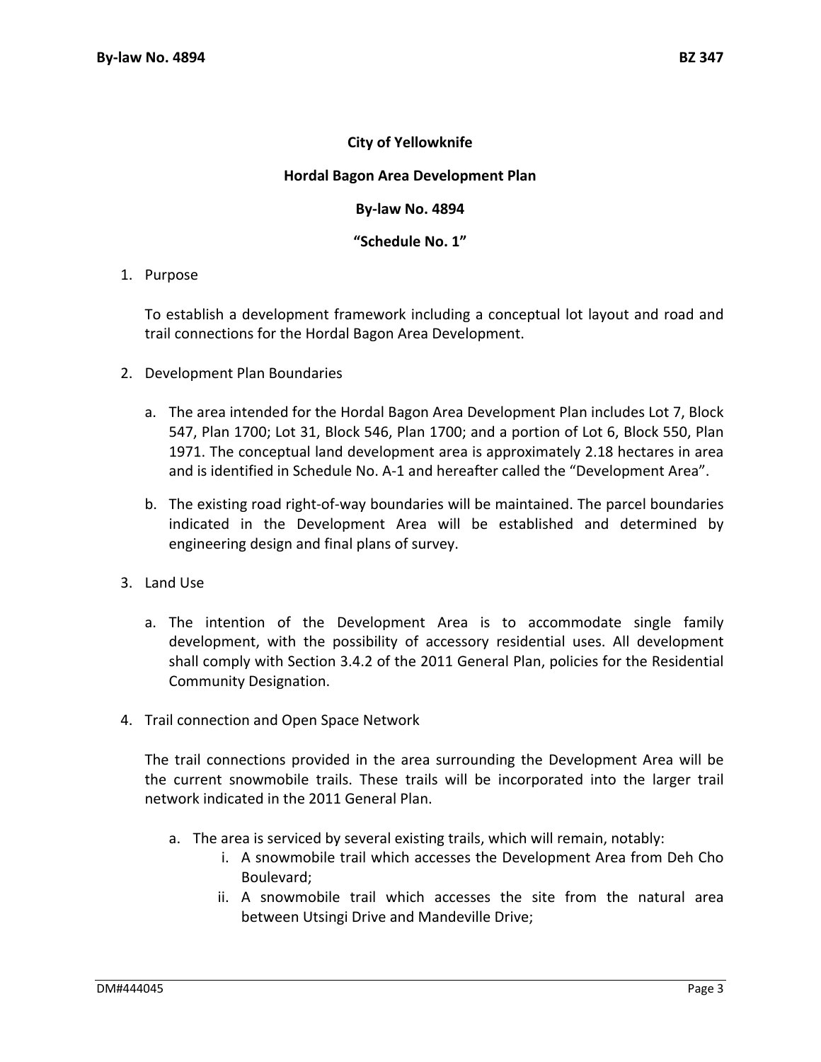**City of Yellowknife**

**Hordal Bagon Area Development Plan**

**By-law No. 4894**

**"Schedule No. 1"**

1. Purpose

   To establish a development framework including a conceptual lot layout and road and trail connections for the Hordal Bagon Area Development.

2. Development Plan Boundaries

   a. The area intended for the Hordal Bagon Area Development Plan includes Lot 7, Block 547, Plan 1700; Lot 31, Block 546, Plan 1700; and a portion of Lot 6, Block 550, Plan 1971. The conceptual land development area is approximately 2.18 hectares in area and is identified in Schedule No. A-1 and hereafter called the "Development Area".

   b. The existing road right-of-way boundaries will be maintained. The parcel boundaries indicated in the Development Area will be established and determined by engineering design and final plans of survey.

3. Land Use

   a. The intention of the Development Area is to accommodate single family development, with the possibility of accessory residential uses. All development shall comply with Section 3.4.2 of the 2011 General Plan, policies for the Residential Community Designation.

4. Trail connection and Open Space Network

   The trail connections provided in the area surrounding the Development Area will be the current snowmobile trails. These trails will be incorporated into the larger trail network indicated in the 2011 General Plan.

   a. The area is serviced by several existing trails, which will remain, notably:
      i. A snowmobile trail which accesses the Development Area from Deh Cho Boulevard;
      ii. A snowmobile trail which accesses the site from the natural area between Utsingi Drive and Mandeville Drive;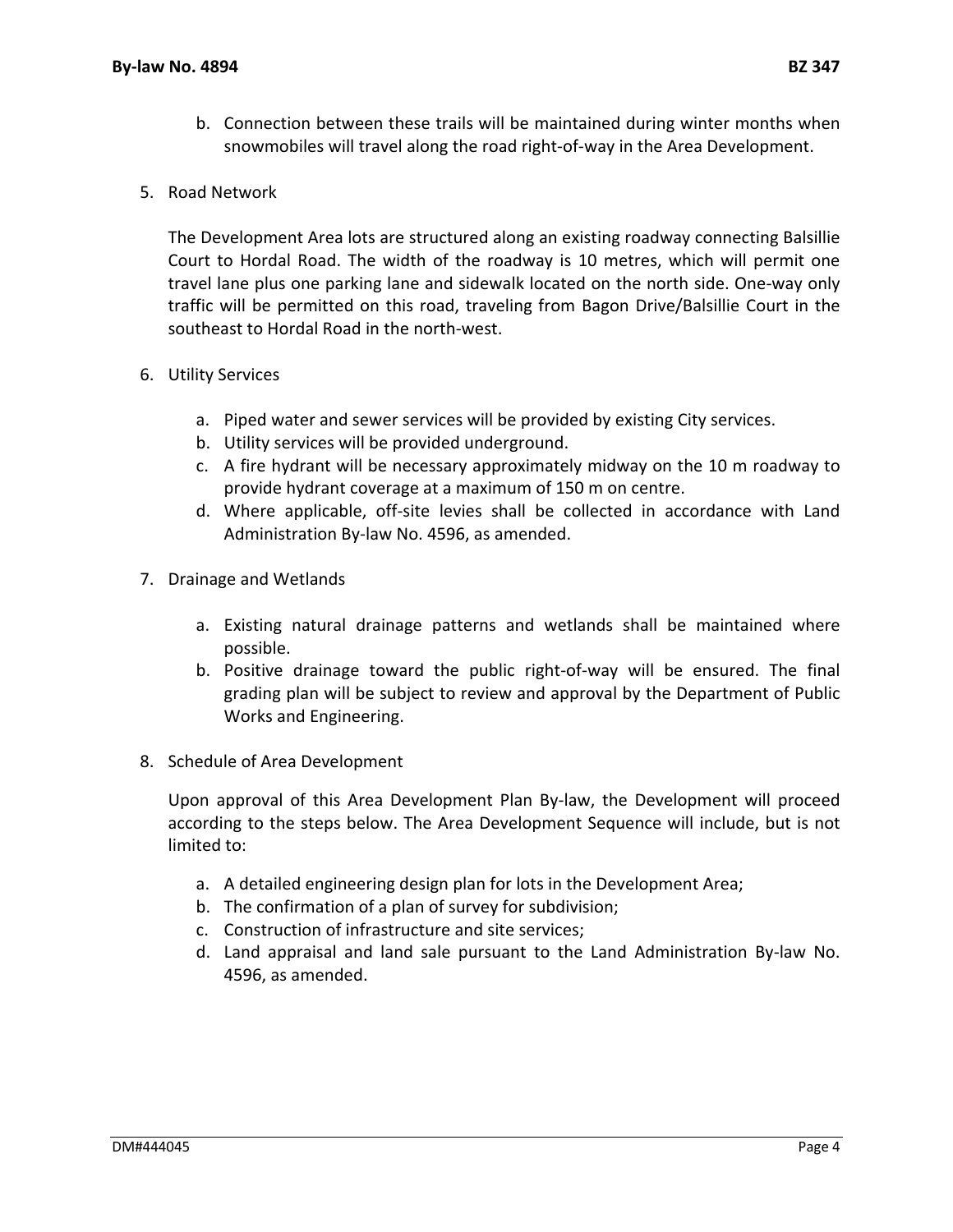b. Connection between these trails will be maintained during winter months when snowmobiles will travel along the road right-of-way in the Area Development.

5. Road Network

   The Development Area lots are structured along an existing roadway connecting Balsillie Court to Hordal Road. The width of the roadway is 10 metres, which will permit one travel lane plus one parking lane and sidewalk located on the north side. One-way only traffic will be permitted on this road, traveling from Bagon Drive/Balsillie Court in the southeast to Hordal Road in the north-west.

6. Utility Services

   a. Piped water and sewer services will be provided by existing City services.
   b. Utility services will be provided underground.
   c. A fire hydrant will be necessary approximately midway on the 10 m roadway to provide hydrant coverage at a maximum of 150 m on centre.
   d. Where applicable, off-site levies shall be collected in accordance with Land Administration By-law No. 4596, as amended.

7. Drainage and Wetlands

   a. Existing natural drainage patterns and wetlands shall be maintained where possible.
   b. Positive drainage toward the public right-of-way will be ensured. The final grading plan will be subject to review and approval by the Department of Public Works and Engineering.

8. Schedule of Area Development

   Upon approval of this Area Development Plan By-law, the Development will proceed according to the steps below. The Area Development Sequence will include, but is not limited to:

   a. A detailed engineering design plan for lots in the Development Area;
   b. The confirmation of a plan of survey for subdivision;
   c. Construction of infrastructure and site services;
   d. Land appraisal and land sale pursuant to the Land Administration By-law No. 4596, as amended.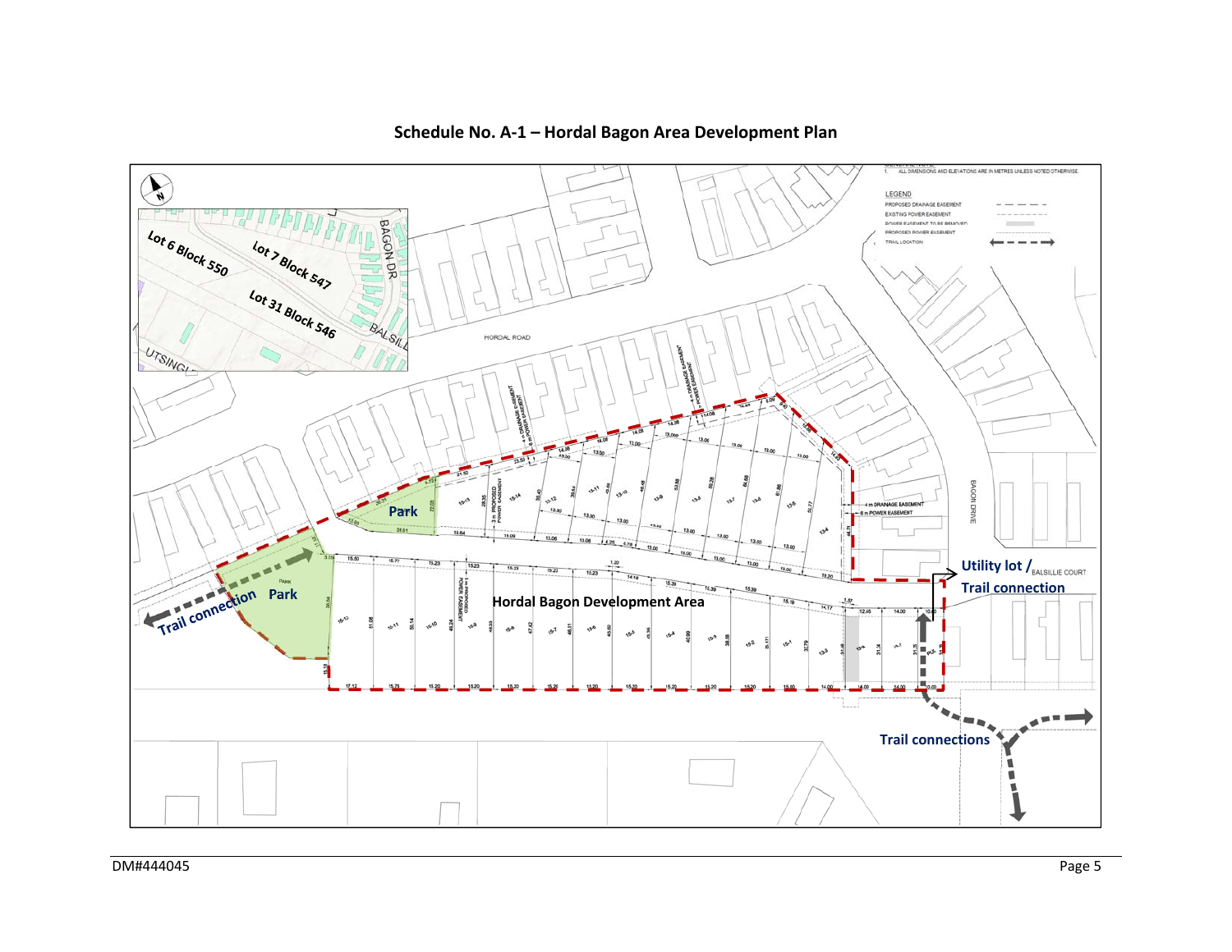## Schedule No. A-1 – Hordal Bagon Area Development Plan

1. ALL DIMENSIONS AND ELEVATIONS ARE IN METRES UNLESS NOTED OTHERWISE.

LEGEND
PROPOSED DRAINAGE EASEMENT
EXISTING POWER EASEMENT
POWER EASEMENT TO BE REMOVED
PROPOSED POWER EASEMENT
TRAIL LOCATION

Lot 6 Block 550
Lot 7 Block 547
Lot 31 Block 546
BAGON DR
BALSILL
UTSINGI

HORDAL ROAD
BAGON DRIVE
Park
Park
Hordal Bagon Development Area
Trail connection
Utility lot / BALSILLIE COURT
Trail connection
Trail connections
4 m DRAINAGE EASEMENT
6 m POWER EASEMENT
3 m PROPOSED POWER EASEMENT

DM#444045